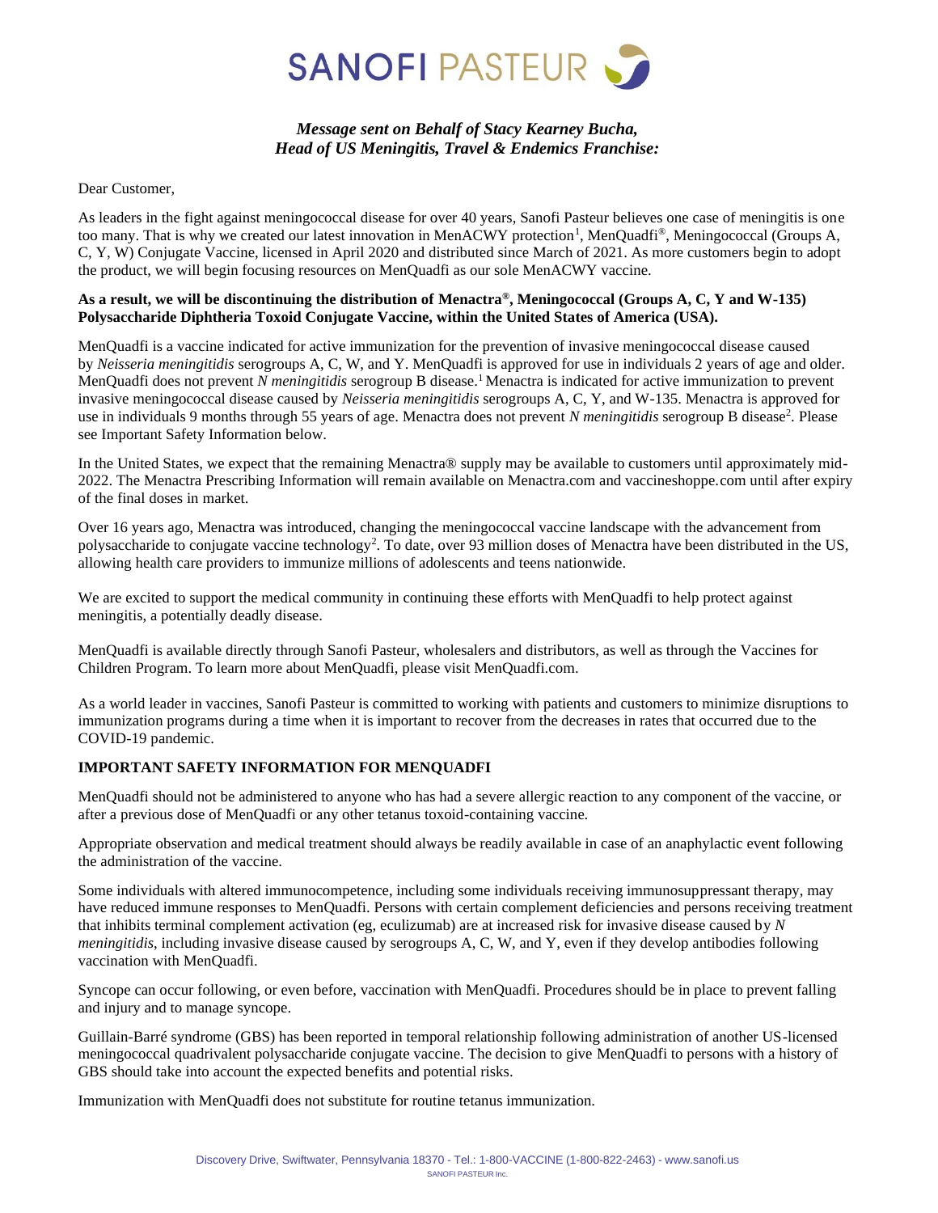# SANOFI PASTEUR

*Message sent on Behalf of Stacy Kearney Bucha,*
*Head of US Meningitis, Travel & Endemics Franchise:*

Dear Customer,

As leaders in the fight against meningococcal disease for over 40 years, Sanofi Pasteur believes one case of meningitis is one too many. That is why we created our latest innovation in MenACWY protection[1], MenQuadfi®, Meningococcal (Groups A, C, Y, W) Conjugate Vaccine, licensed in April 2020 and distributed since March of 2021. As more customers begin to adopt the product, we will begin focusing resources on MenQuadfi as our sole MenACWY vaccine.

**As a result, we will be discontinuing the distribution of Menactra®, Meningococcal (Groups A, C, Y and W-135) Polysaccharide Diphtheria Toxoid Conjugate Vaccine, within the United States of America (USA).**

MenQuadfi is a vaccine indicated for active immunization for the prevention of invasive meningococcal disease caused by *Neisseria meningitidis* serogroups A, C, W, and Y. MenQuadfi is approved for use in individuals 2 years of age and older. MenQuadfi does not prevent *N meningitidis* serogroup B disease.[1] Menactra is indicated for active immunization to prevent invasive meningococcal disease caused by *Neisseria meningitidis* serogroups A, C, Y, and W-135. Menactra is approved for use in individuals 9 months through 55 years of age. Menactra does not prevent *N meningitidis* serogroup B disease[2]. Please see Important Safety Information below.

In the United States, we expect that the remaining Menactra® supply may be available to customers until approximately mid-2022. The Menactra Prescribing Information will remain available on Menactra.com and vaccineshoppe.com until after expiry of the final doses in market.

Over 16 years ago, Menactra was introduced, changing the meningococcal vaccine landscape with the advancement from polysaccharide to conjugate vaccine technology[2]. To date, over 93 million doses of Menactra have been distributed in the US, allowing health care providers to immunize millions of adolescents and teens nationwide.

We are excited to support the medical community in continuing these efforts with MenQuadfi to help protect against meningitis, a potentially deadly disease.

MenQuadfi is available directly through Sanofi Pasteur, wholesalers and distributors, as well as through the Vaccines for Children Program. To learn more about MenQuadfi, please visit MenQuadfi.com.

As a world leader in vaccines, Sanofi Pasteur is committed to working with patients and customers to minimize disruptions to immunization programs during a time when it is important to recover from the decreases in rates that occurred due to the COVID-19 pandemic.

**IMPORTANT SAFETY INFORMATION FOR MENQUADFI**

MenQuadfi should not be administered to anyone who has had a severe allergic reaction to any component of the vaccine, or after a previous dose of MenQuadfi or any other tetanus toxoid-containing vaccine.

Appropriate observation and medical treatment should always be readily available in case of an anaphylactic event following the administration of the vaccine.

Some individuals with altered immunocompetence, including some individuals receiving immunosuppressant therapy, may have reduced immune responses to MenQuadfi. Persons with certain complement deficiencies and persons receiving treatment that inhibits terminal complement activation (eg, eculizumab) are at increased risk for invasive disease caused by *N meningitidis*, including invasive disease caused by serogroups A, C, W, and Y, even if they develop antibodies following vaccination with MenQuadfi.

Syncope can occur following, or even before, vaccination with MenQuadfi. Procedures should be in place to prevent falling and injury and to manage syncope.

Guillain-Barré syndrome (GBS) has been reported in temporal relationship following administration of another US-licensed meningococcal quadrivalent polysaccharide conjugate vaccine. The decision to give MenQuadfi to persons with a history of GBS should take into account the expected benefits and potential risks.

Immunization with MenQuadfi does not substitute for routine tetanus immunization.

Discovery Drive, Swiftwater, Pennsylvania 18370 - Tel.: 1-800-VACCINE (1-800-822-2463) - www.sanofi.us
SANOFI PASTEUR Inc.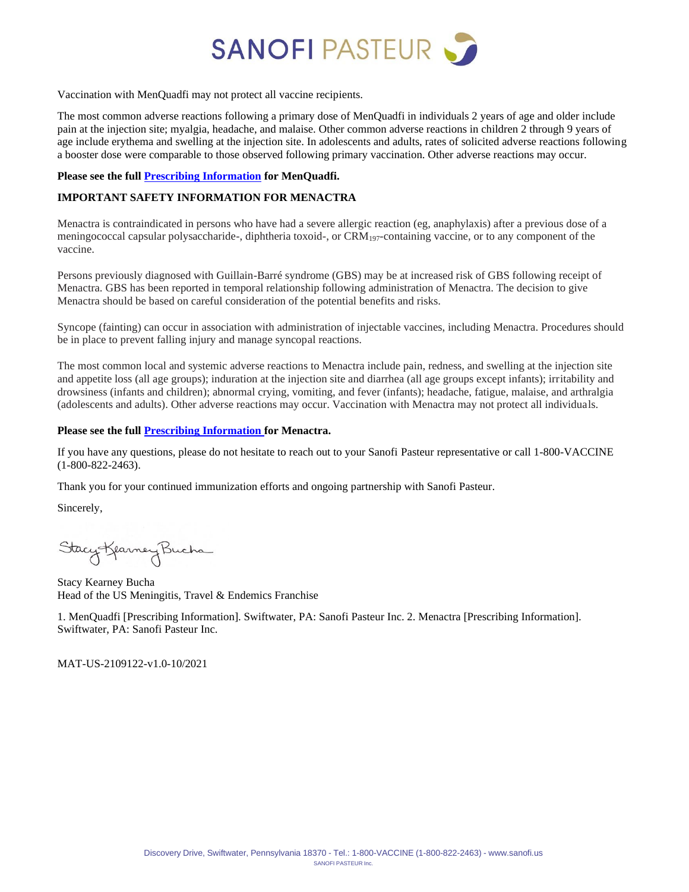Vaccination with MenQuadfi may not protect all vaccine recipients.

The most common adverse reactions following a primary dose of MenQuadfi in individuals 2 years of age and older include pain at the injection site; myalgia, headache, and malaise. Other common adverse reactions in children 2 through 9 years of age include erythema and swelling at the injection site. In adolescents and adults, rates of solicited adverse reactions following a booster dose were comparable to those observed following primary vaccination. Other adverse reactions may occur.

**Please see the full Prescribing Information for MenQuadfi.**

**IMPORTANT SAFETY INFORMATION FOR MENACTRA**

Menactra is contraindicated in persons who have had a severe allergic reaction (eg, anaphylaxis) after a previous dose of a meningococcal capsular polysaccharide-, diphtheria toxoid-, or $CRM_{197}$-containing vaccine, or to any component of the vaccine.

Persons previously diagnosed with Guillain-Barré syndrome (GBS) may be at increased risk of GBS following receipt of Menactra. GBS has been reported in temporal relationship following administration of Menactra. The decision to give Menactra should be based on careful consideration of the potential benefits and risks.

Syncope (fainting) can occur in association with administration of injectable vaccines, including Menactra. Procedures should be in place to prevent falling injury and manage syncopal reactions.

The most common local and systemic adverse reactions to Menactra include pain, redness, and swelling at the injection site and appetite loss (all age groups); induration at the injection site and diarrhea (all age groups except infants); irritability and drowsiness (infants and children); abnormal crying, vomiting, and fever (infants); headache, fatigue, malaise, and arthralgia (adolescents and adults). Other adverse reactions may occur. Vaccination with Menactra may not protect all individuals.

**Please see the full Prescribing Information for Menactra.**

If you have any questions, please do not hesitate to reach out to your Sanofi Pasteur representative or call 1-800-VACCINE (1-800-822-2463).

Thank you for your continued immunization efforts and ongoing partnership with Sanofi Pasteur.

Sincerely,

Stacy Kearney Bucha

Stacy Kearney Bucha
Head of the US Meningitis, Travel & Endemics Franchise

1. MenQuadfi [Prescribing Information]. Swiftwater, PA: Sanofi Pasteur Inc. 2. Menactra [Prescribing Information]. Swiftwater, PA: Sanofi Pasteur Inc.

MAT-US-2109122-v1.0-10/2021